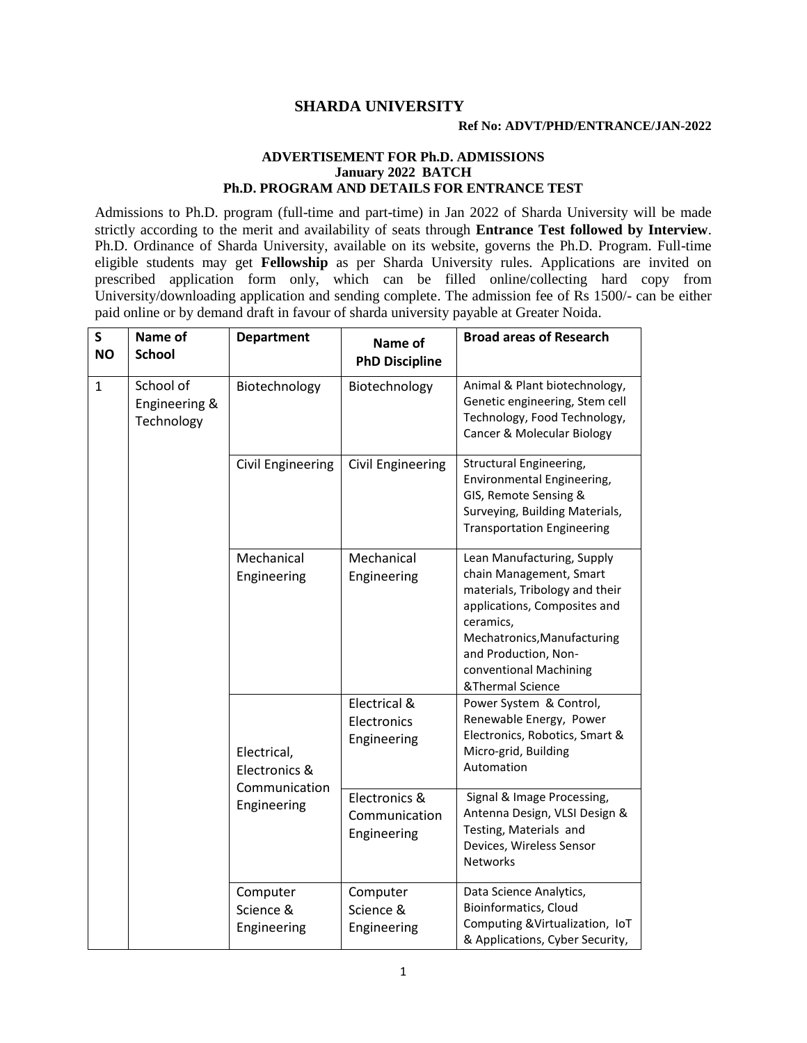# SHARDA UNIVERSITY

**Ref No: ADVT/PHD/ENTRANCE/JAN-2022**

**ADVERTISEMENT FOR Ph.D. ADMISSIONS**
**January 2022 BATCH**
**Ph.D. PROGRAM AND DETAILS FOR ENTRANCE TEST**

Admissions to Ph.D. program (full-time and part-time) in Jan 2022 of Sharda University will be made strictly according to the merit and availability of seats through **Entrance Test followed by Interview**. Ph.D. Ordinance of Sharda University, available on its website, governs the Ph.D. Program. Full-time eligible students may get **Fellowship** as per Sharda University rules. Applications are invited on prescribed application form only, which can be filled online/collecting hard copy from University/downloading application and sending complete. The admission fee of Rs 1500/- can be either paid online or by demand draft in favour of sharda university payable at Greater Noida.

| S NO | Name of School | Department | Name of PhD Discipline | Broad areas of Research |
|---|---|---|---|---|
| 1 | School of Engineering & Technology | Biotechnology | Biotechnology | Animal & Plant biotechnology, Genetic engineering, Stem cell Technology, Food Technology, Cancer & Molecular Biology |
| | | Civil Engineering | Civil Engineering | Structural Engineering, Environmental Engineering, GIS, Remote Sensing & Surveying, Building Materials, Transportation Engineering |
| | | Mechanical Engineering | Mechanical Engineering | Lean Manufacturing, Supply chain Management, Smart materials, Tribology and their applications, Composites and ceramics, Mechatronics,Manufacturing and Production, Non-conventional Machining &Thermal Science |
| | | Electrical, Electronics & Communication Engineering | Electrical & Electronics Engineering | Power System & Control, Renewable Energy, Power Electronics, Robotics, Smart & Micro-grid, Building Automation |
| | | | Electronics & Communication Engineering | Signal & Image Processing, Antenna Design, VLSI Design & Testing, Materials and Devices, Wireless Sensor Networks |
| | | Computer Science & Engineering | Computer Science & Engineering | Data Science Analytics, Bioinformatics, Cloud Computing &Virtualization, IoT & Applications, Cyber Security, |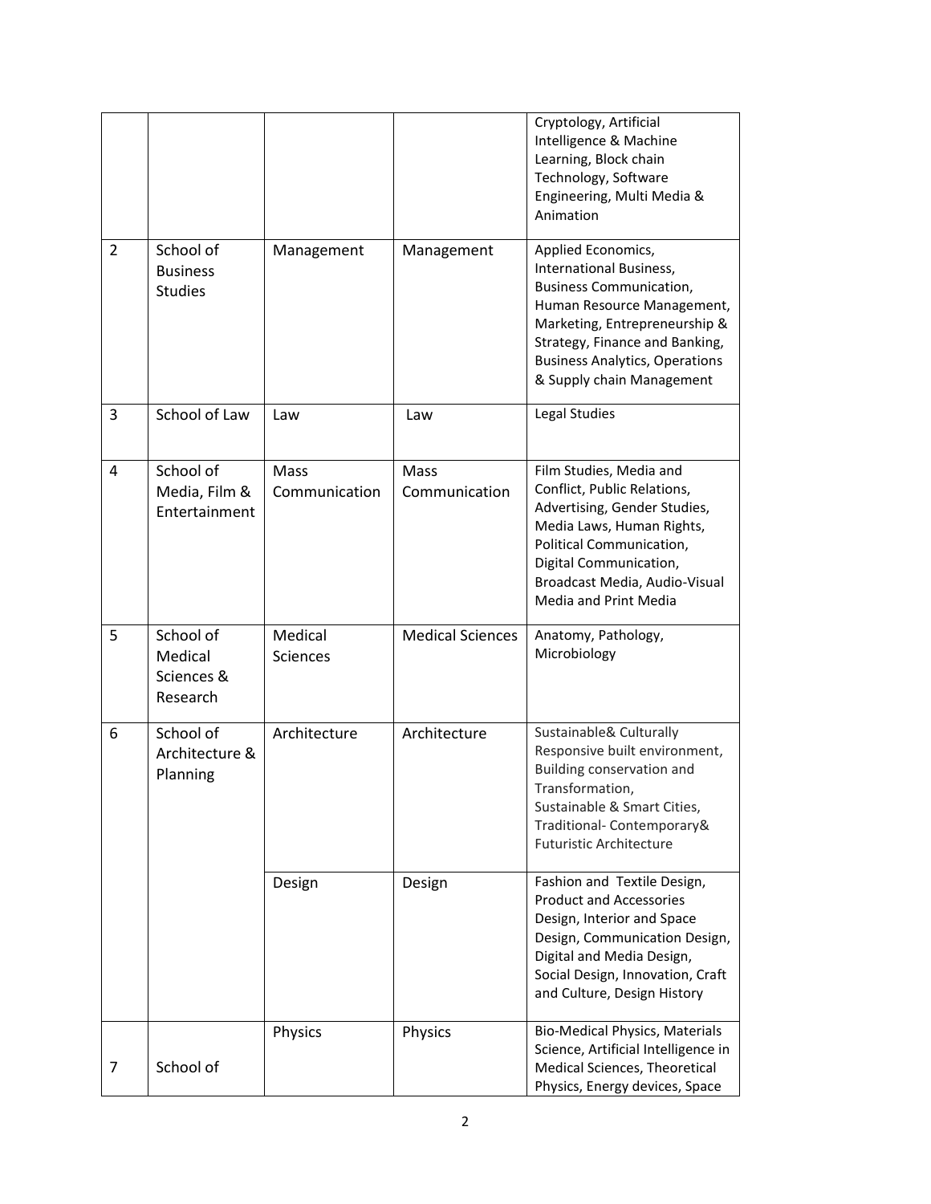| | | | | Cryptology, Artificial Intelligence & Machine Learning, Block chain Technology, Software Engineering, Multi Media & Animation |
|---|---|---|---|---|
| 2 | School of Business Studies | Management | Management | Applied Economics, International Business, Business Communication, Human Resource Management, Marketing, Entrepreneurship & Strategy, Finance and Banking, Business Analytics, Operations & Supply chain Management |
| 3 | School of Law | Law | Law | Legal Studies |
| 4 | School of Media, Film & Entertainment | Mass Communication | Mass Communication | Film Studies, Media and Conflict, Public Relations, Advertising, Gender Studies, Media Laws, Human Rights, Political Communication, Digital Communication, Broadcast Media, Audio-Visual Media and Print Media |
| 5 | School of Medical Sciences & Research | Medical Sciences | Medical Sciences | Anatomy, Pathology, Microbiology |
| 6 | School of Architecture & Planning | Architecture | Architecture | Sustainable& Culturally Responsive built environment, Building conservation and Transformation, Sustainable & Smart Cities, Traditional- Contemporary& Futuristic Architecture |
| | | Design | Design | Fashion and Textile Design, Product and Accessories Design, Interior and Space Design, Communication Design, Digital and Media Design, Social Design, Innovation, Craft and Culture, Design History |
| 7 | School of | Physics | Physics | Bio-Medical Physics, Materials Science, Artificial Intelligence in Medical Sciences, Theoretical Physics, Energy devices, Space |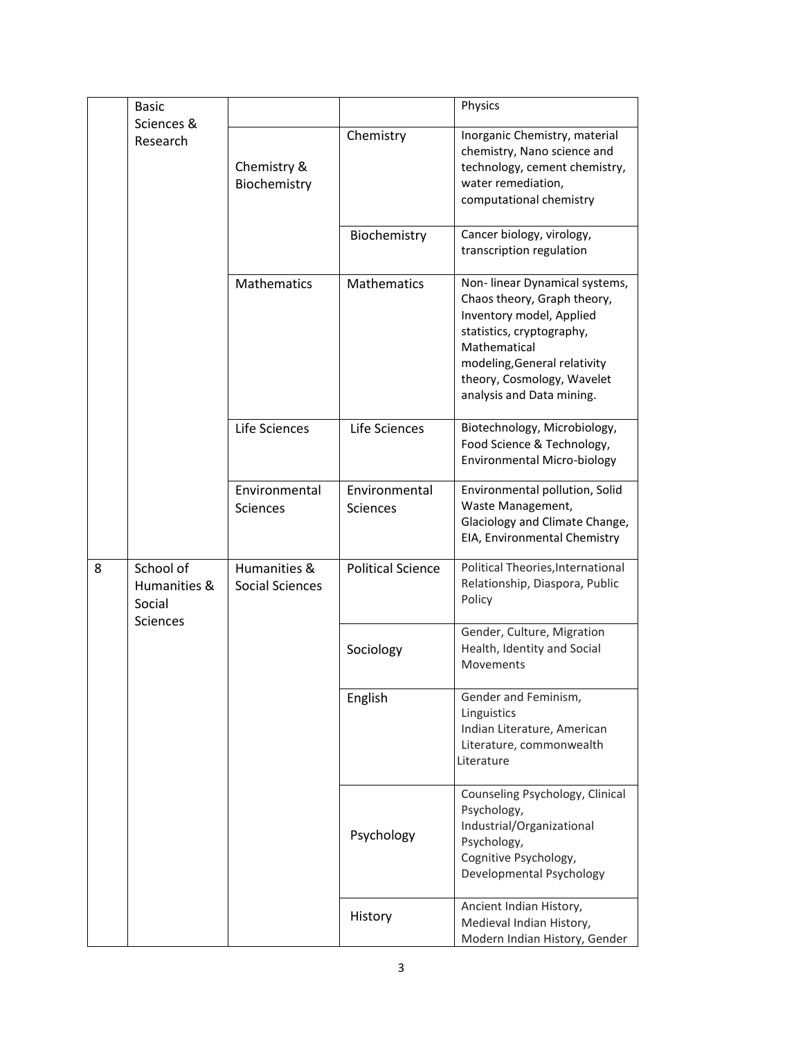| | | | | |
|---|---|---|---|---|
| | Basic Sciences & Research | | | Physics |
| | | Chemistry & Biochemistry | Chemistry | Inorganic Chemistry, material chemistry, Nano science and technology, cement chemistry, water remediation, computational chemistry |
| | | | Biochemistry | Cancer biology, virology, transcription regulation |
| | | Mathematics | Mathematics | Non- linear Dynamical systems, Chaos theory, Graph theory, Inventory model, Applied statistics, cryptography, Mathematical modeling,General relativity theory, Cosmology, Wavelet analysis and Data mining. |
| | | Life Sciences | Life Sciences | Biotechnology, Microbiology, Food Science & Technology, Environmental Micro-biology |
| | | Environmental Sciences | Environmental Sciences | Environmental pollution, Solid Waste Management, Glaciology and Climate Change, EIA, Environmental Chemistry |
| 8 | School of Humanities & Social Sciences | Humanities & Social Sciences | Political Science | Political Theories,International Relationship, Diaspora, Public Policy |
| | | | Sociology | Gender, Culture, Migration Health, Identity and Social Movements |
| | | | English | Gender and Feminism, Linguistics Indian Literature, American Literature, commonwealth Literature |
| | | | Psychology | Counseling Psychology, Clinical Psychology, Industrial/Organizational Psychology, Cognitive Psychology, Developmental Psychology |
| | | | History | Ancient Indian History, Medieval Indian History, Modern Indian History, Gender |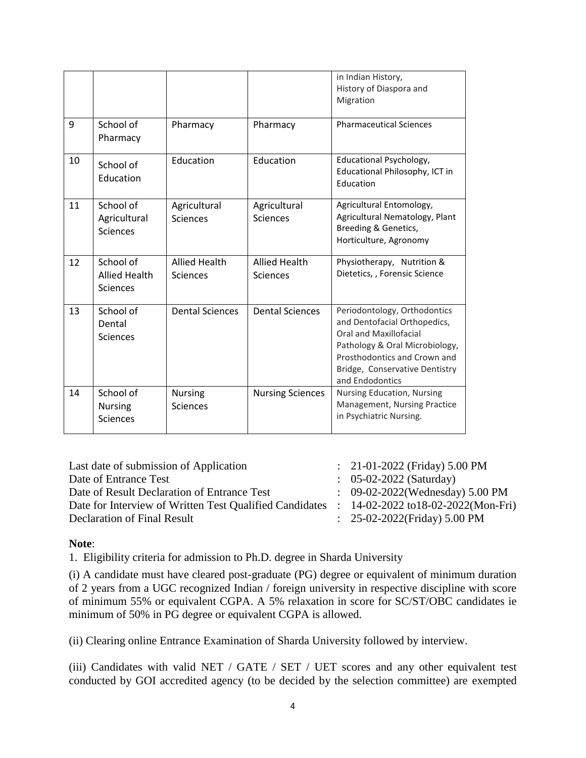|  |  |  |  | in Indian History, History of Diaspora and Migration |
|---|---|---|---|---|
| 9 | School of Pharmacy | Pharmacy | Pharmacy | Pharmaceutical Sciences |
| 10 | School of Education | Education | Education | Educational Psychology, Educational Philosophy, ICT in Education |
| 11 | School of Agricultural Sciences | Agricultural Sciences | Agricultural Sciences | Agricultural Entomology, Agricultural Nematology, Plant Breeding & Genetics, Horticulture, Agronomy |
| 12 | School of Allied Health Sciences | Allied Health Sciences | Allied Health Sciences | Physiotherapy, Nutrition & Dietetics, , Forensic Science |
| 13 | School of Dental Sciences | Dental Sciences | Dental Sciences | Periodontology, Orthodontics and Dentofacial Orthopedics, Oral and Maxillofacial Pathology & Oral Microbiology, Prosthodontics and Crown and Bridge, Conservative Dentistry and Endodontics |
| 14 | School of Nursing Sciences | Nursing Sciences | Nursing Sciences | Nursing Education, Nursing Management, Nursing Practice in Psychiatric Nursing. |

| | | |
|---|---|---|
| Last date of submission of Application | : | 21-01-2022 (Friday) 5.00 PM |
| Date of Entrance Test | : | 05-02-2022 (Saturday) |
| Date of Result Declaration of Entrance Test | : | 09-02-2022(Wednesday) 5.00 PM |
| Date for Interview of Written Test Qualified Candidates | : | 14-02-2022 to18-02-2022(Mon-Fri) |
| Declaration of Final Result | : | 25-02-2022(Friday) 5.00 PM |

**Note**:

1. Eligibility criteria for admission to Ph.D. degree in Sharda University

(i) A candidate must have cleared post-graduate (PG) degree or equivalent of minimum duration of 2 years from a UGC recognized Indian / foreign university in respective discipline with score of minimum 55% or equivalent CGPA. A 5% relaxation in score for SC/ST/OBC candidates ie minimum of 50% in PG degree or equivalent CGPA is allowed.

(ii) Clearing online Entrance Examination of Sharda University followed by interview.

(iii) Candidates with valid NET / GATE / SET / UET scores and any other equivalent test conducted by GOI accredited agency (to be decided by the selection committee) are exempted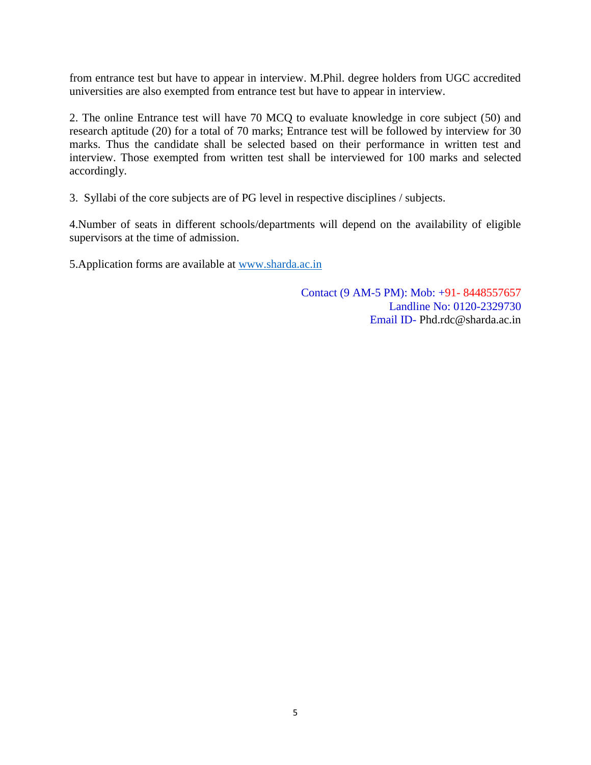from entrance test but have to appear in interview. M.Phil. degree holders from UGC accredited universities are also exempted from entrance test but have to appear in interview.

2. The online Entrance test will have 70 MCQ to evaluate knowledge in core subject (50) and research aptitude (20) for a total of 70 marks; Entrance test will be followed by interview for 30 marks. Thus the candidate shall be selected based on their performance in written test and interview. Those exempted from written test shall be interviewed for 100 marks and selected accordingly.

3. Syllabi of the core subjects are of PG level in respective disciplines / subjects.

4.Number of seats in different schools/departments will depend on the availability of eligible supervisors at the time of admission.

5.Application forms are available at [www.sharda.ac.in](http://www.sharda.ac.in)

Contact (9 AM-5 PM): Mob: +91- 8448557657
Landline No: 0120-2329730
Email ID- Phd.rdc@sharda.ac.in